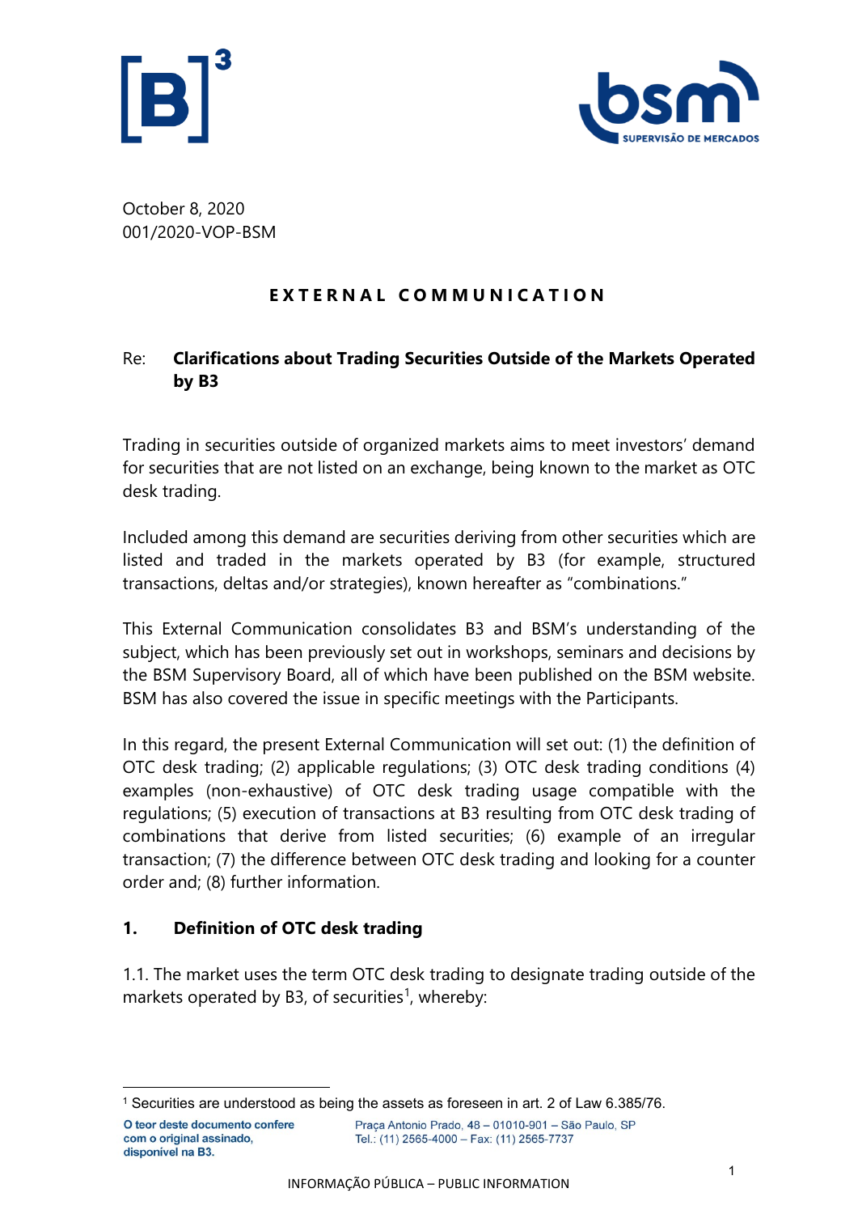October 8, 2020
001/2020-VOP-BSM

**EXTERNAL COMMUNICATION**

Re: **Clarifications about Trading Securities Outside of the Markets Operated by B3**

Trading in securities outside of organized markets aims to meet investors' demand for securities that are not listed on an exchange, being known to the market as OTC desk trading.

Included among this demand are securities deriving from other securities which are listed and traded in the markets operated by B3 (for example, structured transactions, deltas and/or strategies), known hereafter as "combinations."

This External Communication consolidates B3 and BSM's understanding of the subject, which has been previously set out in workshops, seminars and decisions by the BSM Supervisory Board, all of which have been published on the BSM website. BSM has also covered the issue in specific meetings with the Participants.

In this regard, the present External Communication will set out: (1) the definition of OTC desk trading; (2) applicable regulations; (3) OTC desk trading conditions (4) examples (non-exhaustive) of OTC desk trading usage compatible with the regulations; (5) execution of transactions at B3 resulting from OTC desk trading of combinations that derive from listed securities; (6) example of an irregular transaction; (7) the difference between OTC desk trading and looking for a counter order and; (8) further information.

## 1. Definition of OTC desk trading

1.1. The market uses the term OTC desk trading to designate trading outside of the markets operated by B3, of securities[1], whereby:

[1] Securities are understood as being the assets as foreseen in art. 2 of Law 6.385/76.

O teor deste documento confere com o original assinado, disponível na B3.

Praça Antonio Prado, 48 – 01010-901 – São Paulo, SP
Tel.: (11) 2565-4000 – Fax: (11) 2565-7737

INFORMAÇÃO PÚBLICA – PUBLIC INFORMATION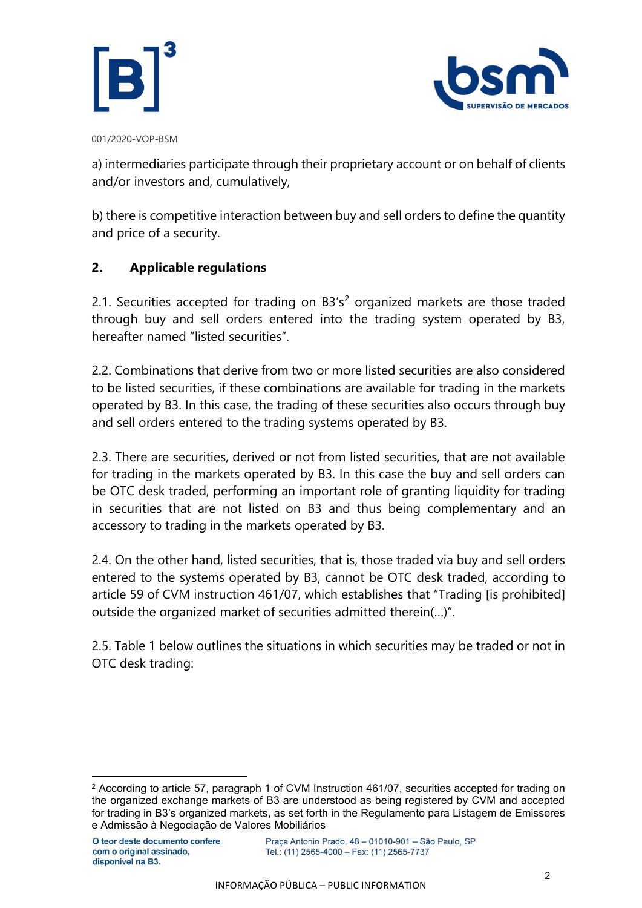001/2020-VOP-BSM

a) intermediaries participate through their proprietary account or on behalf of clients and/or investors and, cumulatively,

b) there is competitive interaction between buy and sell orders to define the quantity and price of a security.

## 2. Applicable regulations

2.1. Securities accepted for trading on B3's[2] organized markets are those traded through buy and sell orders entered into the trading system operated by B3, hereafter named "listed securities".

2.2. Combinations that derive from two or more listed securities are also considered to be listed securities, if these combinations are available for trading in the markets operated by B3. In this case, the trading of these securities also occurs through buy and sell orders entered to the trading systems operated by B3.

2.3. There are securities, derived or not from listed securities, that are not available for trading in the markets operated by B3. In this case the buy and sell orders can be OTC desk traded, performing an important role of granting liquidity for trading in securities that are not listed on B3 and thus being complementary and an accessory to trading in the markets operated by B3.

2.4. On the other hand, listed securities, that is, those traded via buy and sell orders entered to the systems operated by B3, cannot be OTC desk traded, according to article 59 of CVM instruction 461/07, which establishes that "Trading [is prohibited] outside the organized market of securities admitted therein(...)".

2.5. Table 1 below outlines the situations in which securities may be traded or not in OTC desk trading:

---

[2] According to article 57, paragraph 1 of CVM Instruction 461/07, securities accepted for trading on the organized exchange markets of B3 are understood as being registered by CVM and accepted for trading in B3's organized markets, as set forth in the Regulamento para Listagem de Emissores e Admissão à Negociação de Valores Mobiliários

O teor deste documento confere com o original assinado, disponível na B3.

Praça Antonio Prado, 48 – 01010-901 – São Paulo, SP
Tel.: (11) 2565-4000 – Fax: (11) 2565-7737

INFORMAÇÃO PÚBLICA – PUBLIC INFORMATION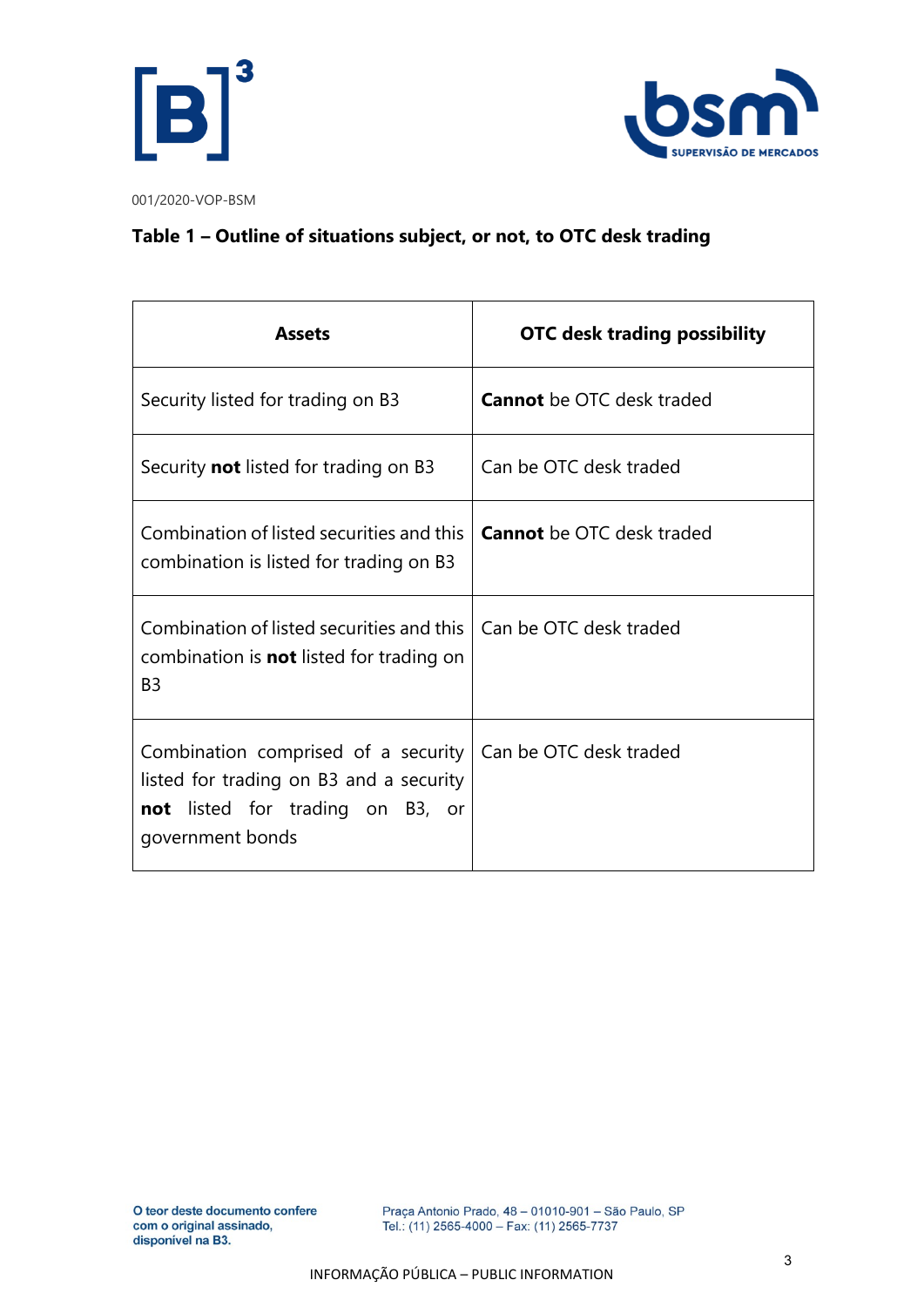001/2020-VOP-BSM

**Table 1 – Outline of situations subject, or not, to OTC desk trading**

| Assets | OTC desk trading possibility |
|---|---|
| Security listed for trading on B3 | **Cannot** be OTC desk traded |
| Security **not** listed for trading on B3 | Can be OTC desk traded |
| Combination of listed securities and this combination is listed for trading on B3 | **Cannot** be OTC desk traded |
| Combination of listed securities and this combination is **not** listed for trading on B3 | Can be OTC desk traded |
| Combination comprised of a security listed for trading on B3 and a security **not** listed for trading on B3, or government bonds | Can be OTC desk traded |

O teor deste documento confere com o original assinado, disponível na B3.

Praça Antonio Prado, 48 – 01010-901 – São Paulo, SP
Tel.: (11) 2565-4000 – Fax: (11) 2565-7737

INFORMAÇÃO PÚBLICA – PUBLIC INFORMATION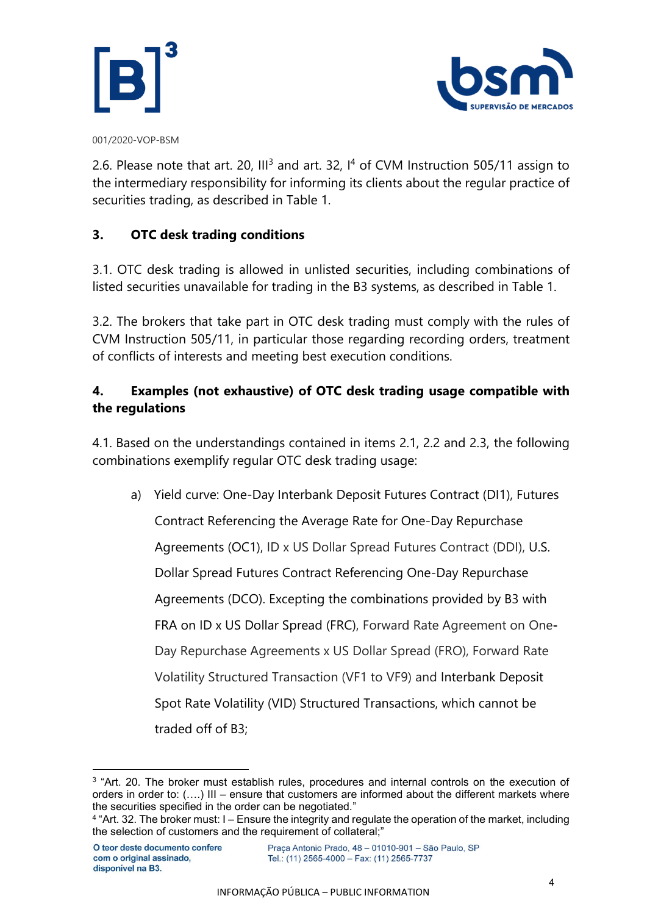001/2020-VOP-BSM

2.6. Please note that art. 20, III[3] and art. 32, I[4] of CVM Instruction 505/11 assign to the intermediary responsibility for informing its clients about the regular practice of securities trading, as described in Table 1.

## 3. OTC desk trading conditions

3.1. OTC desk trading is allowed in unlisted securities, including combinations of listed securities unavailable for trading in the B3 systems, as described in Table 1.

3.2. The brokers that take part in OTC desk trading must comply with the rules of CVM Instruction 505/11, in particular those regarding recording orders, treatment of conflicts of interests and meeting best execution conditions.

## 4. Examples (not exhaustive) of OTC desk trading usage compatible with the regulations

4.1. Based on the understandings contained in items 2.1, 2.2 and 2.3, the following combinations exemplify regular OTC desk trading usage:

a) Yield curve: One-Day Interbank Deposit Futures Contract (DI1), Futures Contract Referencing the Average Rate for One-Day Repurchase Agreements (OC1), ID x US Dollar Spread Futures Contract (DDI), U.S. Dollar Spread Futures Contract Referencing One-Day Repurchase Agreements (DCO). Excepting the combinations provided by B3 with FRA on ID x US Dollar Spread (FRC), Forward Rate Agreement on One-Day Repurchase Agreements x US Dollar Spread (FRO), Forward Rate Volatility Structured Transaction (VF1 to VF9) and Interbank Deposit Spot Rate Volatility (VID) Structured Transactions, which cannot be traded off of B3;

---

[3] "Art. 20. The broker must establish rules, procedures and internal controls on the execution of orders in order to: (….) III – ensure that customers are informed about the different markets where the securities specified in the order can be negotiated."

[4] "Art. 32. The broker must: I – Ensure the integrity and regulate the operation of the market, including the selection of customers and the requirement of collateral;"

O teor deste documento confere com o original assinado, disponível na B3.

Praça Antonio Prado, 48 – 01010-901 – São Paulo, SP
Tel.: (11) 2565-4000 – Fax: (11) 2565-7737

INFORMAÇÃO PÚBLICA – PUBLIC INFORMATION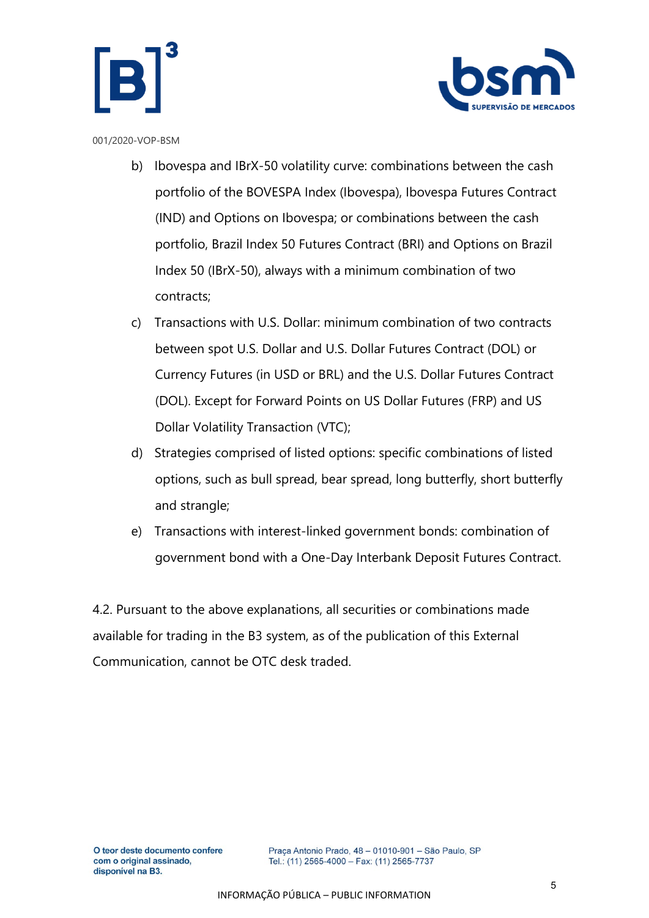b) Ibovespa and IBrX-50 volatility curve: combinations between the cash portfolio of the BOVESPA Index (Ibovespa), Ibovespa Futures Contract (IND) and Options on Ibovespa; or combinations between the cash portfolio, Brazil Index 50 Futures Contract (BRI) and Options on Brazil Index 50 (IBrX-50), always with a minimum combination of two contracts;

c) Transactions with U.S. Dollar: minimum combination of two contracts between spot U.S. Dollar and U.S. Dollar Futures Contract (DOL) or Currency Futures (in USD or BRL) and the U.S. Dollar Futures Contract (DOL). Except for Forward Points on US Dollar Futures (FRP) and US Dollar Volatility Transaction (VTC);

d) Strategies comprised of listed options: specific combinations of listed options, such as bull spread, bear spread, long butterfly, short butterfly and strangle;

e) Transactions with interest-linked government bonds: combination of government bond with a One-Day Interbank Deposit Futures Contract.

4.2. Pursuant to the above explanations, all securities or combinations made available for trading in the B3 system, as of the publication of this External Communication, cannot be OTC desk traded.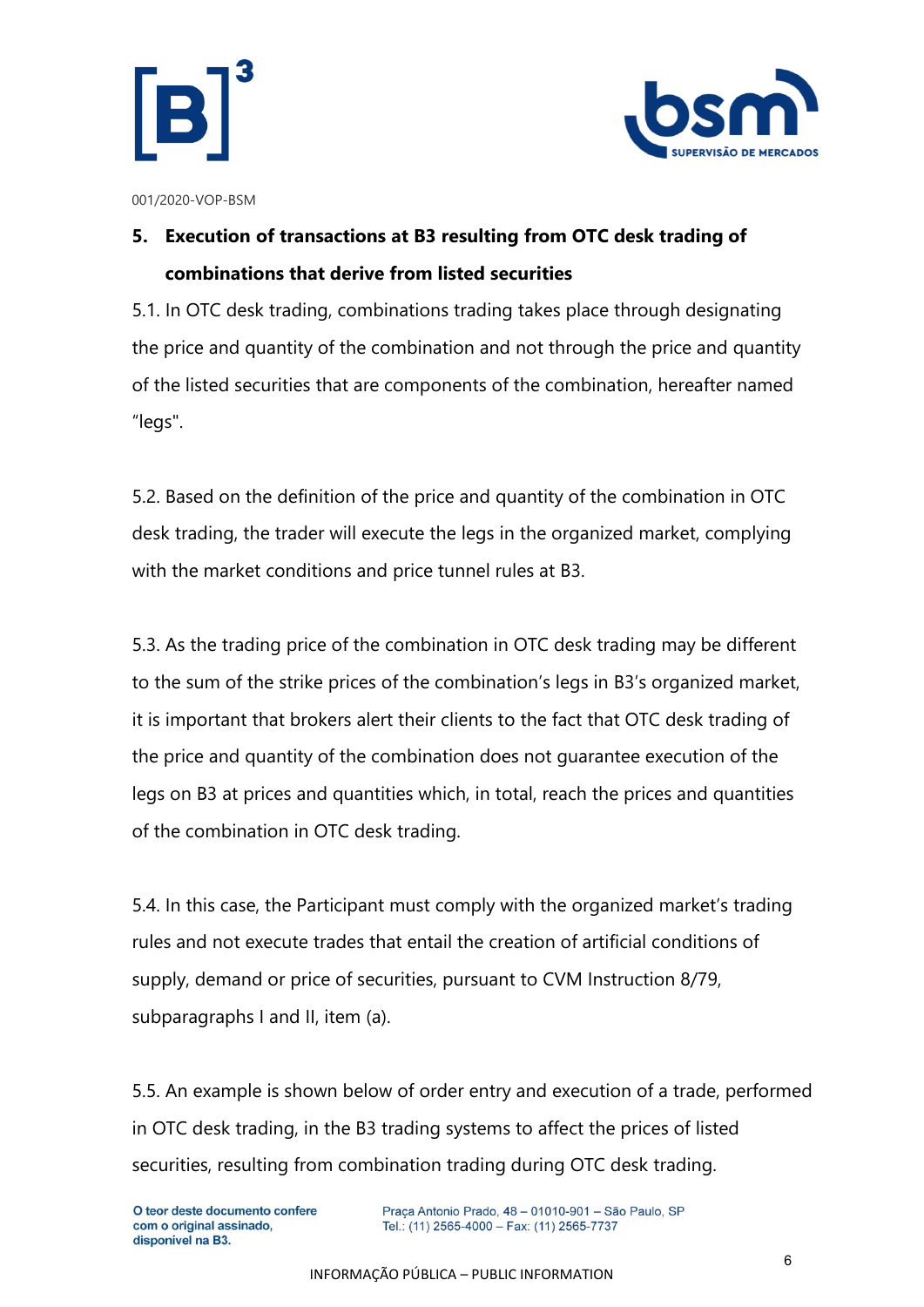001/2020-VOP-BSM

## 5. Execution of transactions at B3 resulting from OTC desk trading of combinations that derive from listed securities

5.1. In OTC desk trading, combinations trading takes place through designating the price and quantity of the combination and not through the price and quantity of the listed securities that are components of the combination, hereafter named "legs".

5.2. Based on the definition of the price and quantity of the combination in OTC desk trading, the trader will execute the legs in the organized market, complying with the market conditions and price tunnel rules at B3.

5.3. As the trading price of the combination in OTC desk trading may be different to the sum of the strike prices of the combination's legs in B3's organized market, it is important that brokers alert their clients to the fact that OTC desk trading of the price and quantity of the combination does not guarantee execution of the legs on B3 at prices and quantities which, in total, reach the prices and quantities of the combination in OTC desk trading.

5.4. In this case, the Participant must comply with the organized market's trading rules and not execute trades that entail the creation of artificial conditions of supply, demand or price of securities, pursuant to CVM Instruction 8/79, subparagraphs I and II, item (a).

5.5. An example is shown below of order entry and execution of a trade, performed in OTC desk trading, in the B3 trading systems to affect the prices of listed securities, resulting from combination trading during OTC desk trading.

O teor deste documento confere com o original assinado, disponível na B3.

Praça Antonio Prado, 48 – 01010-901 – São Paulo, SP
Tel.: (11) 2565-4000 – Fax: (11) 2565-7737

INFORMAÇÃO PÚBLICA – PUBLIC INFORMATION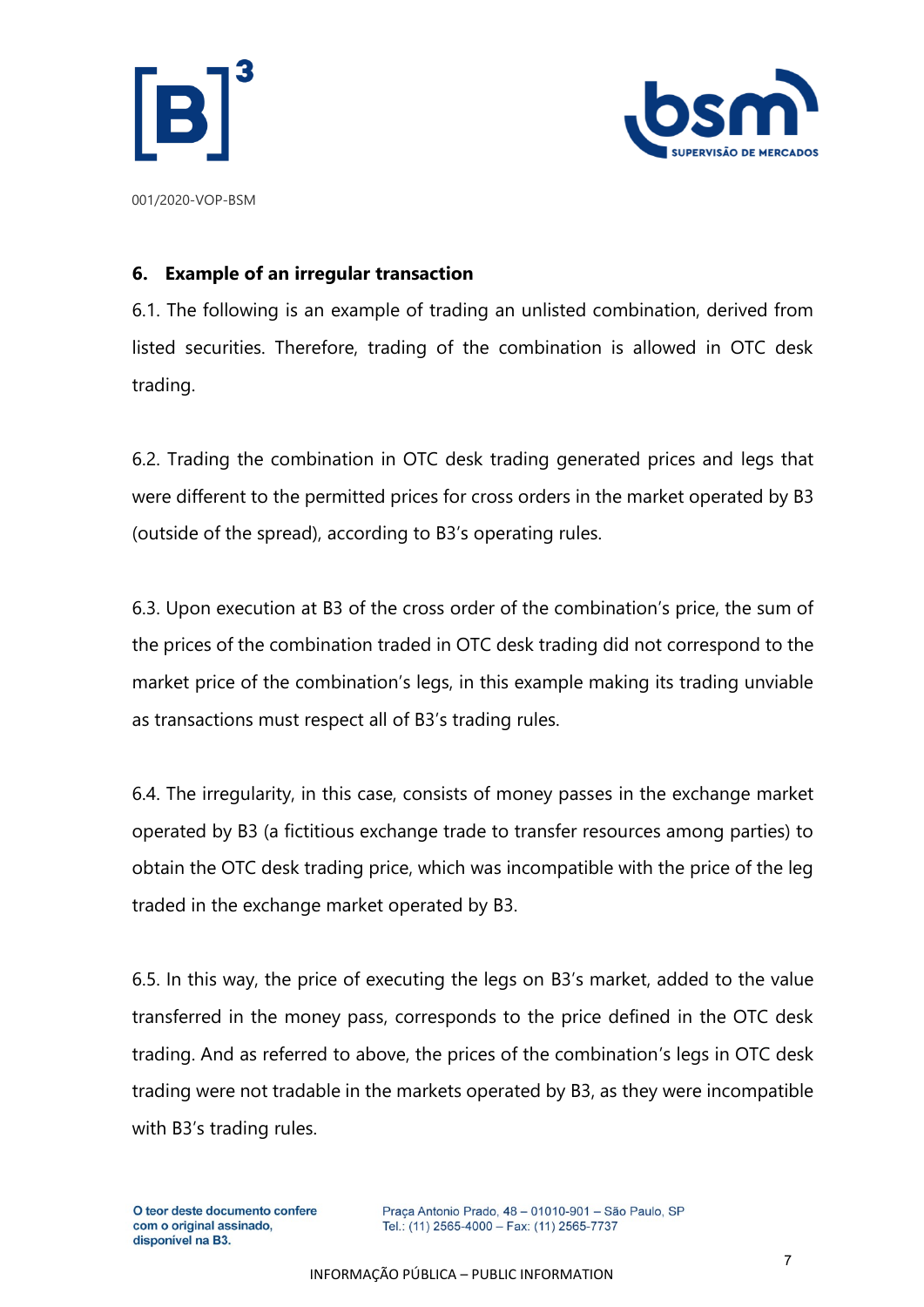## 6. Example of an irregular transaction

6.1. The following is an example of trading an unlisted combination, derived from listed securities. Therefore, trading of the combination is allowed in OTC desk trading.

6.2. Trading the combination in OTC desk trading generated prices and legs that were different to the permitted prices for cross orders in the market operated by B3 (outside of the spread), according to B3's operating rules.

6.3. Upon execution at B3 of the cross order of the combination's price, the sum of the prices of the combination traded in OTC desk trading did not correspond to the market price of the combination's legs, in this example making its trading unviable as transactions must respect all of B3's trading rules.

6.4. The irregularity, in this case, consists of money passes in the exchange market operated by B3 (a fictitious exchange trade to transfer resources among parties) to obtain the OTC desk trading price, which was incompatible with the price of the leg traded in the exchange market operated by B3.

6.5. In this way, the price of executing the legs on B3's market, added to the value transferred in the money pass, corresponds to the price defined in the OTC desk trading. And as referred to above, the prices of the combination's legs in OTC desk trading were not tradable in the markets operated by B3, as they were incompatible with B3's trading rules.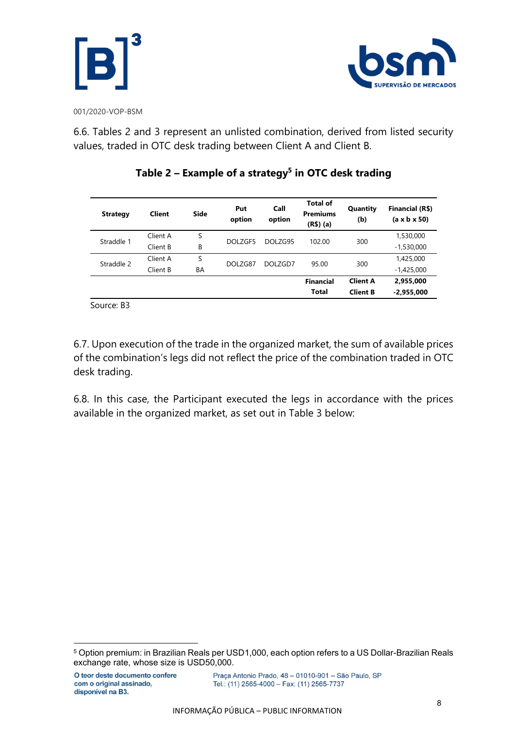001/2020-VOP-BSM

6.6. Tables 2 and 3 represent an unlisted combination, derived from listed security values, traded in OTC desk trading between Client A and Client B.

**Table 2 – Example of a strategy[5] in OTC desk trading**

| Strategy | Client | Side | Put option | Call option | Total of Premiums (R$) (a) | Quantity (b) | Financial (R$) (a x b x 50) |
|---|---|---|---|---|---|---|---|
| Straddle 1 | Client A | S | DOLZGF5 | DOLZG95 | 102.00 | 300 | 1,530,000 |
| | Client B | B | | | | | -1,530,000 |
| Straddle 2 | Client A | S | DOLZG87 | DOLZGD7 | 95.00 | 300 | 1,425,000 |
| | Client B | BA | | | | | -1,425,000 |
| | | | | | **Financial Total** | **Client A** | **2,955,000** |
| | | | | | | **Client B** | **-2,955,000** |

Source: B3

6.7. Upon execution of the trade in the organized market, the sum of available prices of the combination's legs did not reflect the price of the combination traded in OTC desk trading.

6.8. In this case, the Participant executed the legs in accordance with the prices available in the organized market, as set out in Table 3 below:

[5] Option premium: in Brazilian Reals per USD1,000, each option refers to a US Dollar-Brazilian Reals exchange rate, whose size is USD50,000.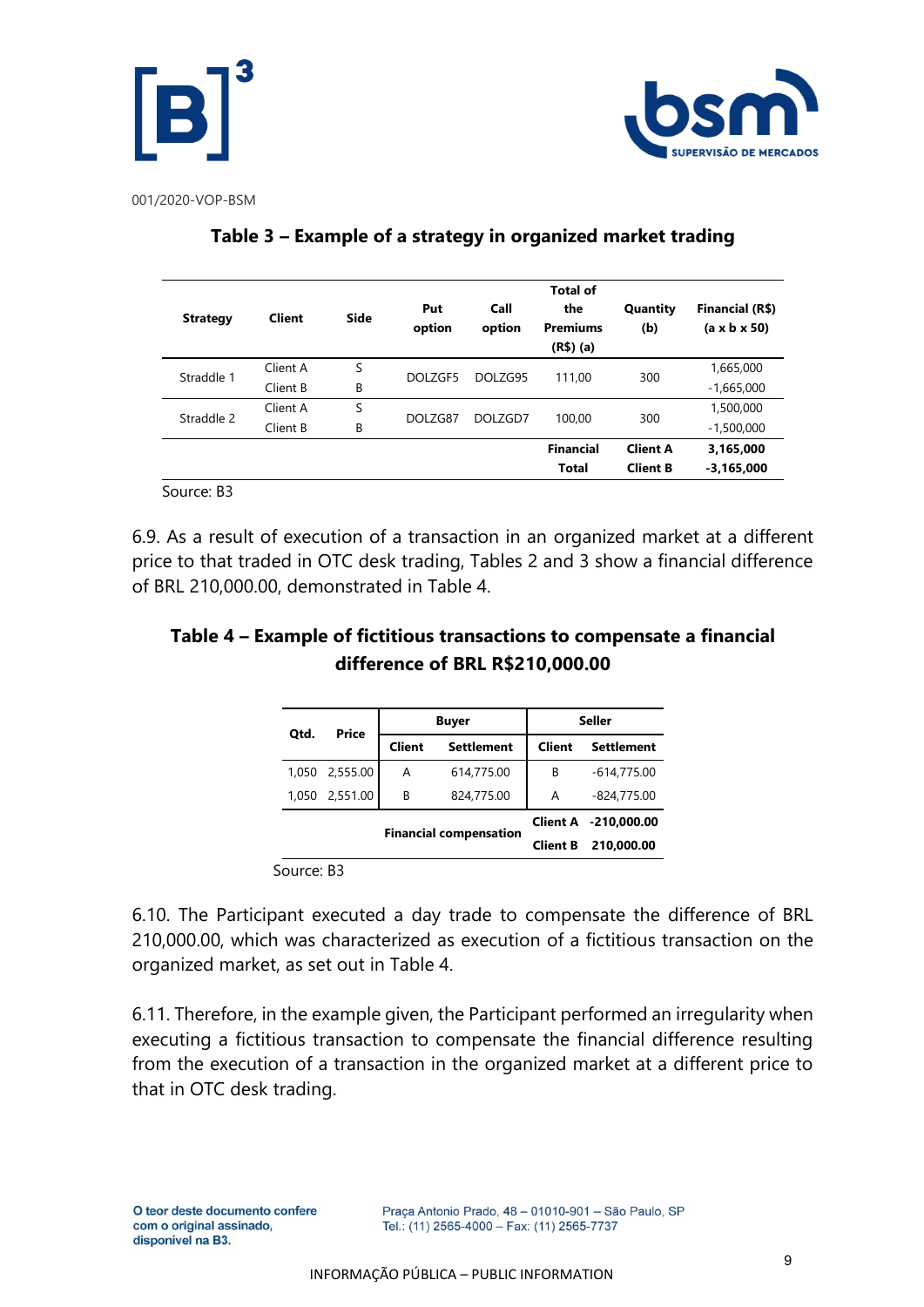001/2020-VOP-BSM

**Table 3 – Example of a strategy in organized market trading**

| Strategy | Client | Side | Put option | Call option | Total of the Premiums (R$) (a) | Quantity (b) | Financial (R$) (a x b x 50) |
|---|---|---|---|---|---|---|---|
| Straddle 1 | Client A | S | DOLZGF5 | DOLZG95 | 111,00 | 300 | 1,665,000 |
| | Client B | B | | | | | -1,665,000 |
| Straddle 2 | Client A | S | DOLZG87 | DOLZGD7 | 100,00 | 300 | 1,500,000 |
| | Client B | B | | | | | -1,500,000 |
| | | | | | **Financial Total** | **Client A** | **3,165,000** |
| | | | | | | **Client B** | **-3,165,000** |

Source: B3

6.9. As a result of execution of a transaction in an organized market at a different price to that traded in OTC desk trading, Tables 2 and 3 show a financial difference of BRL 210,000.00, demonstrated in Table 4.

**Table 4 – Example of fictitious transactions to compensate a financial difference of BRL R$210,000.00**

| Qtd. | Price | Buyer | | Seller | |
|---|---|---|---|---|---|
| | | Client | Settlement | Client | Settlement |
| 1,050 | 2,555.00 | A | 614,775.00 | B | -614,775.00 |
| 1,050 | 2,551.00 | B | 824,775.00 | A | -824,775.00 |
| | | **Financial compensation** | | **Client A** | **-210,000.00** |
| | | | | **Client B** | **210,000.00** |

Source: B3

6.10. The Participant executed a day trade to compensate the difference of BRL 210,000.00, which was characterized as execution of a fictitious transaction on the organized market, as set out in Table 4.

6.11. Therefore, in the example given, the Participant performed an irregularity when executing a fictitious transaction to compensate the financial difference resulting from the execution of a transaction in the organized market at a different price to that in OTC desk trading.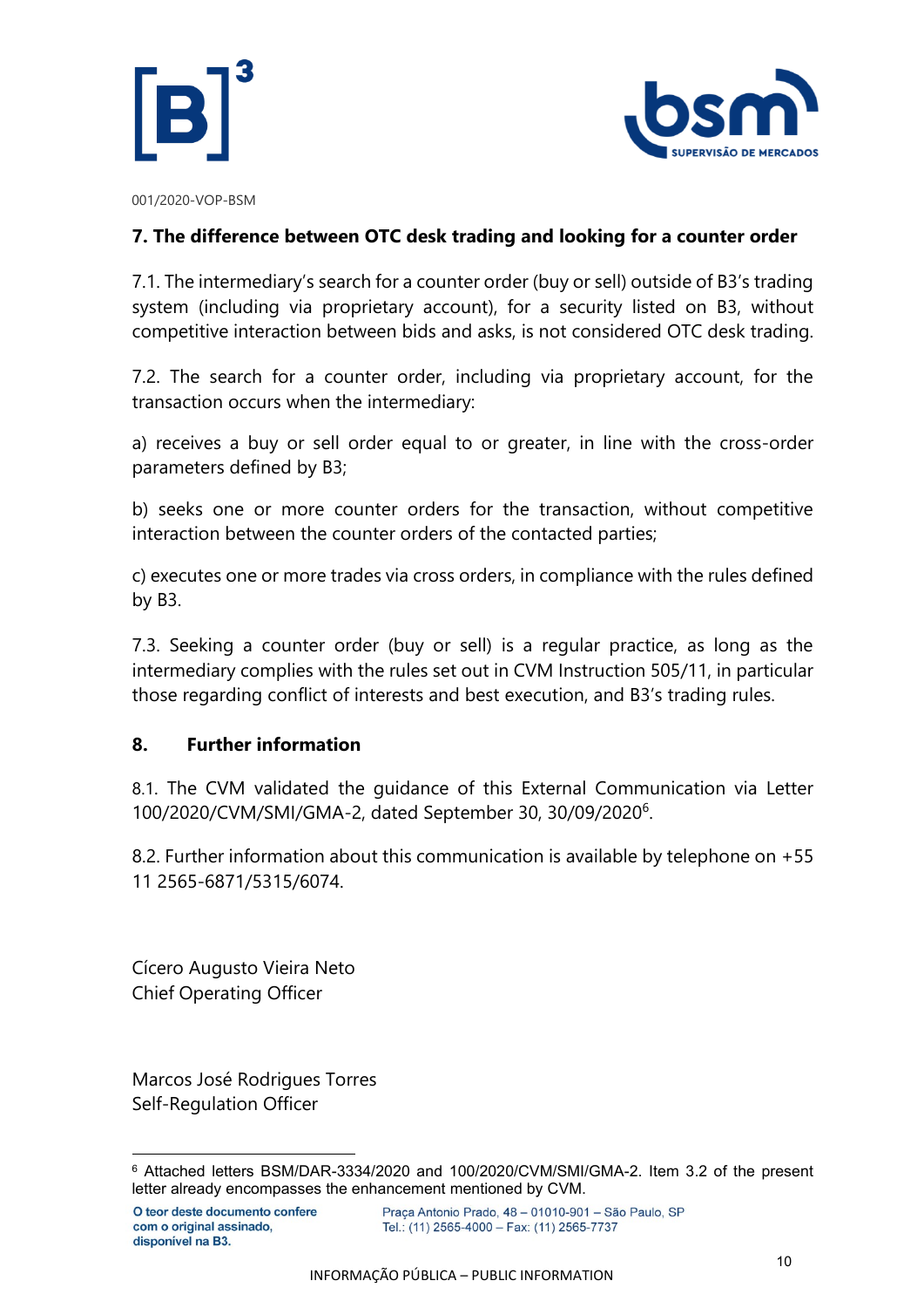## 7. The difference between OTC desk trading and looking for a counter order

7.1. The intermediary's search for a counter order (buy or sell) outside of B3's trading system (including via proprietary account), for a security listed on B3, without competitive interaction between bids and asks, is not considered OTC desk trading.

7.2. The search for a counter order, including via proprietary account, for the transaction occurs when the intermediary:

a) receives a buy or sell order equal to or greater, in line with the cross-order parameters defined by B3;

b) seeks one or more counter orders for the transaction, without competitive interaction between the counter orders of the contacted parties;

c) executes one or more trades via cross orders, in compliance with the rules defined by B3.

7.3. Seeking a counter order (buy or sell) is a regular practice, as long as the intermediary complies with the rules set out in CVM Instruction 505/11, in particular those regarding conflict of interests and best execution, and B3's trading rules.

## 8. Further information

8.1. The CVM validated the guidance of this External Communication via Letter 100/2020/CVM/SMI/GMA-2, dated September 30, 30/09/2020[6].

8.2. Further information about this communication is available by telephone on +55 11 2565-6871/5315/6074.

Cícero Augusto Vieira Neto
Chief Operating Officer

Marcos José Rodrigues Torres
Self-Regulation Officer

[6] Attached letters BSM/DAR-3334/2020 and 100/2020/CVM/SMI/GMA-2. Item 3.2 of the present letter already encompasses the enhancement mentioned by CVM.